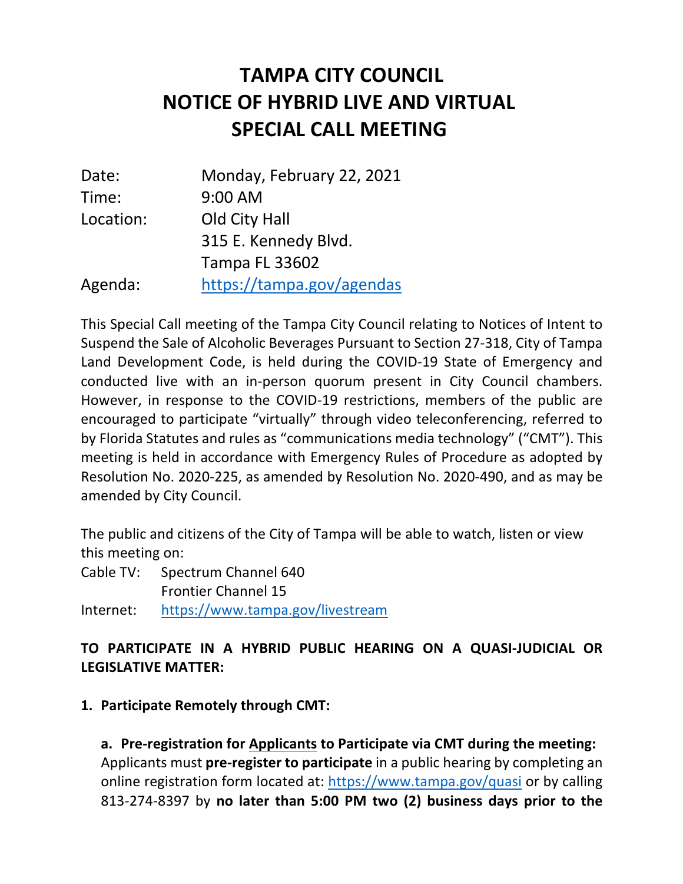# TAMPA CITY COUNCIL
# NOTICE OF HYBRID LIVE AND VIRTUAL SPECIAL CALL MEETING

| | |
|---|---|
| Date: | Monday, February 22, 2021 |
| Time: | 9:00 AM |
| Location: | Old City Hall<br>315 E. Kennedy Blvd.<br>Tampa FL 33602 |
| Agenda: | https://tampa.gov/agendas |

This Special Call meeting of the Tampa City Council relating to Notices of Intent to Suspend the Sale of Alcoholic Beverages Pursuant to Section 27-318, City of Tampa Land Development Code, is held during the COVID-19 State of Emergency and conducted live with an in-person quorum present in City Council chambers. However, in response to the COVID-19 restrictions, members of the public are encouraged to participate "virtually" through video teleconferencing, referred to by Florida Statutes and rules as "communications media technology" ("CMT"). This meeting is held in accordance with Emergency Rules of Procedure as adopted by Resolution No. 2020-225, as amended by Resolution No. 2020-490, and as may be amended by City Council.

The public and citizens of the City of Tampa will be able to watch, listen or view this meeting on:

Cable TV: Spectrum Channel 640
Frontier Channel 15

Internet: https://www.tampa.gov/livestream

**TO PARTICIPATE IN A HYBRID PUBLIC HEARING ON A QUASI-JUDICIAL OR LEGISLATIVE MATTER:**

1. **Participate Remotely through CMT:**

   **a. Pre-registration for <u>Applicants</u> to Participate via CMT during the meeting:** Applicants must **pre-register to participate** in a public hearing by completing an online registration form located at: https://www.tampa.gov/quasi or by calling 813-274-8397 by **no later than 5:00 PM two (2) business days prior to the**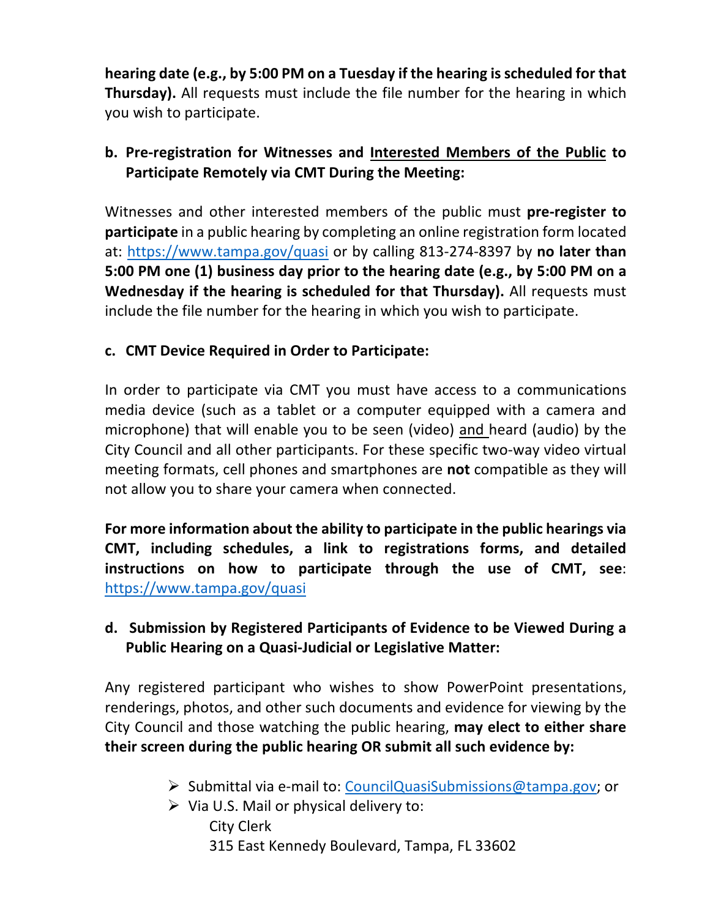**hearing date (e.g., by 5:00 PM on a Tuesday if the hearing is scheduled for that Thursday).** All requests must include the file number for the hearing in which you wish to participate.

**b. Pre-registration for Witnesses and Interested Members of the Public to Participate Remotely via CMT During the Meeting:**

Witnesses and other interested members of the public must **pre-register to participate** in a public hearing by completing an online registration form located at: https://www.tampa.gov/quasi or by calling 813-274-8397 by **no later than 5:00 PM one (1) business day prior to the hearing date (e.g., by 5:00 PM on a Wednesday if the hearing is scheduled for that Thursday).** All requests must include the file number for the hearing in which you wish to participate.

**c. CMT Device Required in Order to Participate:**

In order to participate via CMT you must have access to a communications media device (such as a tablet or a computer equipped with a camera and microphone) that will enable you to be seen (video) and heard (audio) by the City Council and all other participants. For these specific two-way video virtual meeting formats, cell phones and smartphones are **not** compatible as they will not allow you to share your camera when connected.

**For more information about the ability to participate in the public hearings via CMT, including schedules, a link to registrations forms, and detailed instructions on how to participate through the use of CMT, see**: https://www.tampa.gov/quasi

**d. Submission by Registered Participants of Evidence to be Viewed During a Public Hearing on a Quasi-Judicial or Legislative Matter:**

Any registered participant who wishes to show PowerPoint presentations, renderings, photos, and other such documents and evidence for viewing by the City Council and those watching the public hearing, **may elect to either share their screen during the public hearing OR submit all such evidence by:**

- Submittal via e-mail to: CouncilQuasiSubmissions@tampa.gov; or
- Via U.S. Mail or physical delivery to:
  City Clerk
  315 East Kennedy Boulevard, Tampa, FL 33602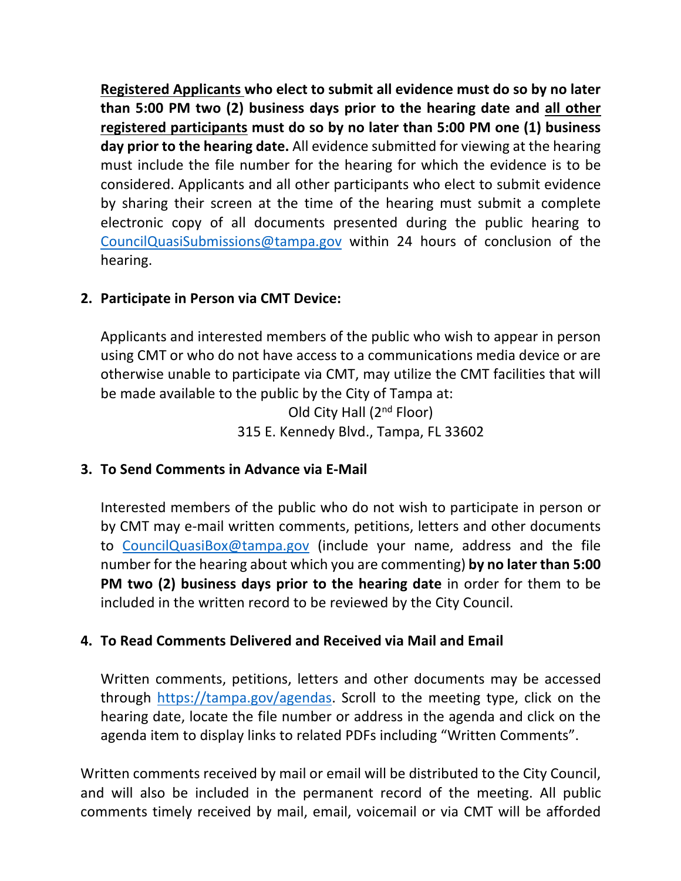**<u>Registered Applicants</u> who elect to submit all evidence must do so by no later than 5:00 PM two (2) business days prior to the hearing date and <u>all other registered participants</u> must do so by no later than 5:00 PM one (1) business day prior to the hearing date.** All evidence submitted for viewing at the hearing must include the file number for the hearing for which the evidence is to be considered. Applicants and all other participants who elect to submit evidence by sharing their screen at the time of the hearing must submit a complete electronic copy of all documents presented during the public hearing to CouncilQuasiSubmissions@tampa.gov within 24 hours of conclusion of the hearing.

2. **Participate in Person via CMT Device:**

   Applicants and interested members of the public who wish to appear in person using CMT or who do not have access to a communications media device or are otherwise unable to participate via CMT, may utilize the CMT facilities that will be made available to the public by the City of Tampa at:

   Old City Hall (2nd Floor)
   315 E. Kennedy Blvd., Tampa, FL 33602

3. **To Send Comments in Advance via E-Mail**

   Interested members of the public who do not wish to participate in person or by CMT may e-mail written comments, petitions, letters and other documents to CouncilQuasiBox@tampa.gov (include your name, address and the file number for the hearing about which you are commenting) **by no later than 5:00 PM two (2) business days prior to the hearing date** in order for them to be included in the written record to be reviewed by the City Council.

4. **To Read Comments Delivered and Received via Mail and Email**

   Written comments, petitions, letters and other documents may be accessed through https://tampa.gov/agendas. Scroll to the meeting type, click on the hearing date, locate the file number or address in the agenda and click on the agenda item to display links to related PDFs including "Written Comments".

Written comments received by mail or email will be distributed to the City Council, and will also be included in the permanent record of the meeting. All public comments timely received by mail, email, voicemail or via CMT will be afforded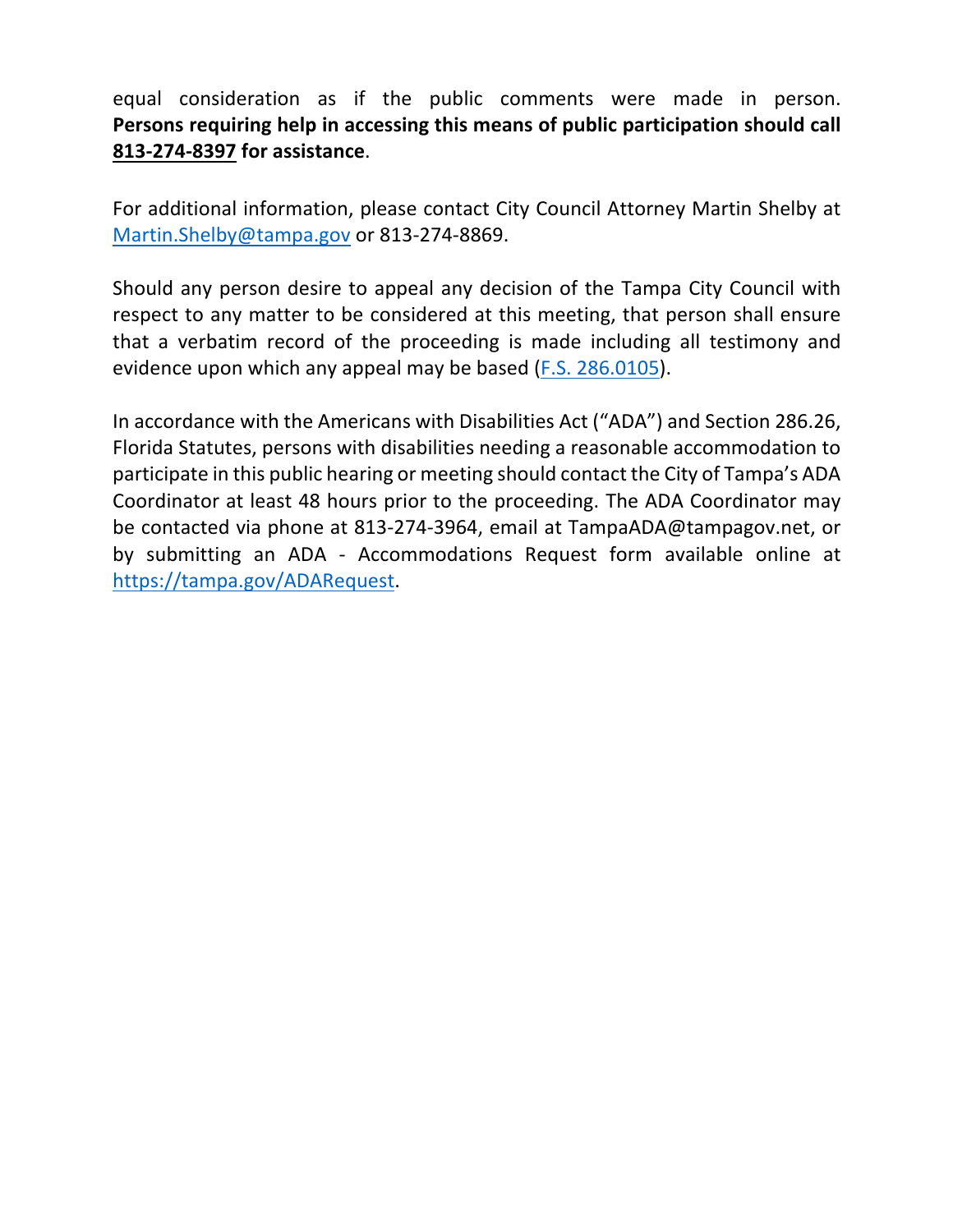equal consideration as if the public comments were made in person. **Persons requiring help in accessing this means of public participation should call 813-274-8397 for assistance**.

For additional information, please contact City Council Attorney Martin Shelby at [Martin.Shelby@tampa.gov](mailto:Martin.Shelby@tampa.gov) or 813-274-8869.

Should any person desire to appeal any decision of the Tampa City Council with respect to any matter to be considered at this meeting, that person shall ensure that a verbatim record of the proceeding is made including all testimony and evidence upon which any appeal may be based (F.S. 286.0105).

In accordance with the Americans with Disabilities Act ("ADA") and Section 286.26, Florida Statutes, persons with disabilities needing a reasonable accommodation to participate in this public hearing or meeting should contact the City of Tampa's ADA Coordinator at least 48 hours prior to the proceeding. The ADA Coordinator may be contacted via phone at 813-274-3964, email at TampaADA@tampagov.net, or by submitting an ADA - Accommodations Request form available online at https://tampa.gov/ADARequest.